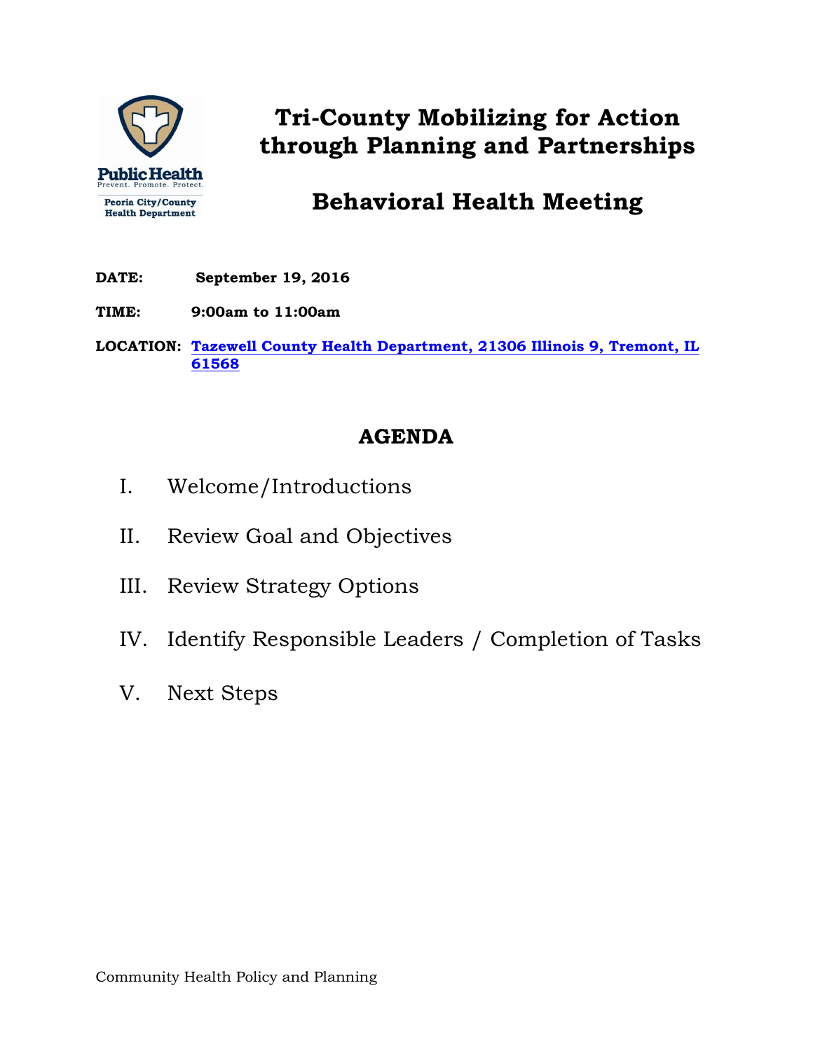Public Health
Prevent. Promote. Protect.
Peoria City/County Health Department

# Tri-County Mobilizing for Action through Planning and Partnerships

# Behavioral Health Meeting

**DATE:** **September 19, 2016**

**TIME:** **9:00am to 11:00am**

**LOCATION:** **Tazewell County Health Department, 21306 Illinois 9, Tremont, IL 61568**

## AGENDA

I. Welcome/Introductions

II. Review Goal and Objectives

III. Review Strategy Options

IV. Identify Responsible Leaders / Completion of Tasks

V. Next Steps

Community Health Policy and Planning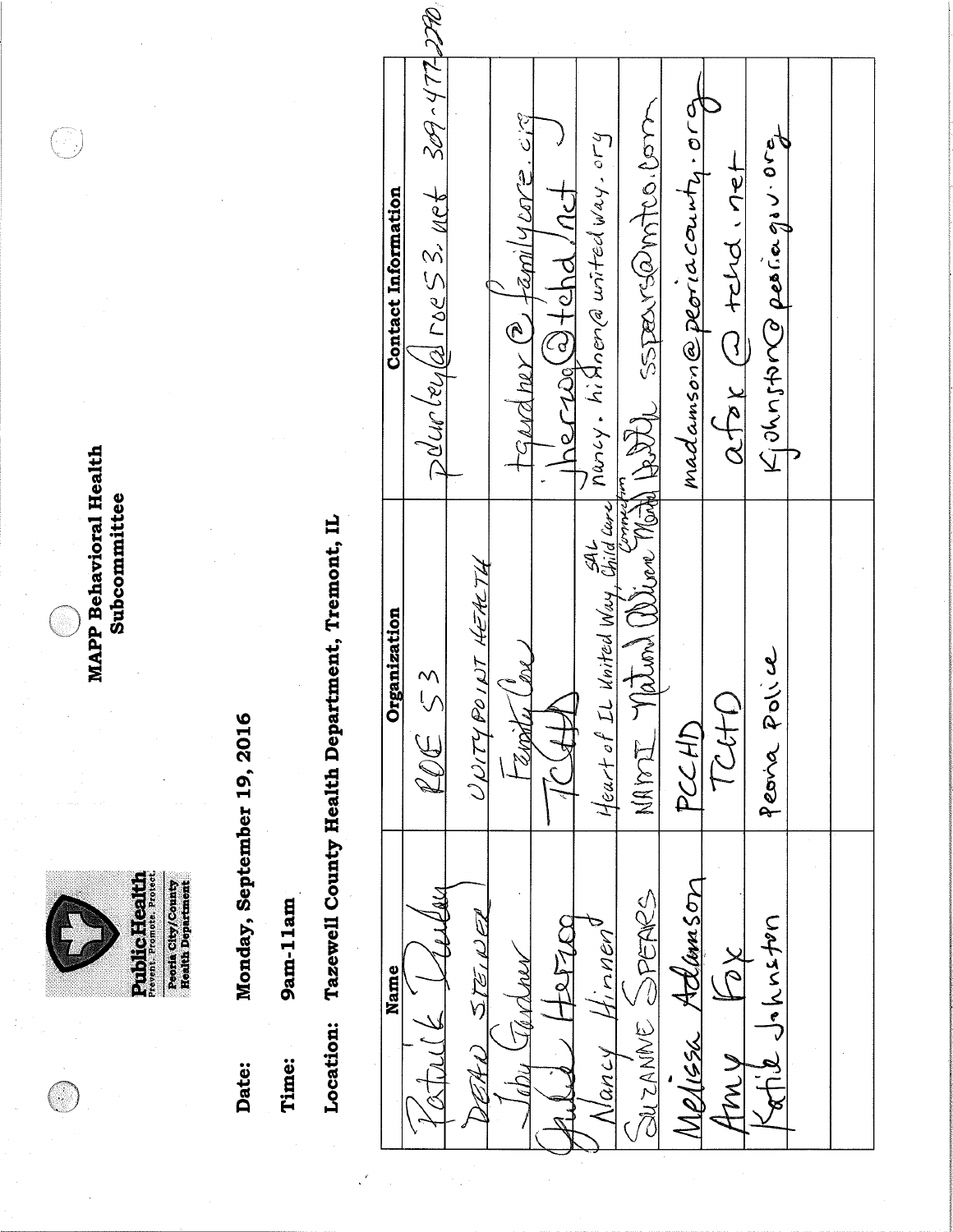**PublicHealth**
Prevent. Promote. Protect.
Peoria City/County Health Department

**MAPP Behavioral Health Subcommittee**

**Date:** Monday, September 19, 2016

**Time:** 9am-11am

**Location:** Tazewell County Health Department, Tremont, IL

| Name | Organization | Contact Information |
|---|---|---|
| Patrick Durley | ROE 53 | pdurley@roe53.net 309-477-2290 |
| DEAN STEINER | UNITYPOINT HEALTH | |
| Toby Gardner | Family Core | tgardner@familycore.org |
| Julie Herzog | TCHD | jherzog@tchd.net |
| Nancy Hinnen | Heart of IL United Way, SAL Child Care Connection | nancy.hinnen@unitedway.org |
| SUZANNE SPEARS | NAMI National Alliance Mental Health | sspears@mtco.com |
| Melissa Adamson | PCCHD | madamson@peoriacounty.org |
| Amy Fox | TCHD | afox@tchd.net |
| Katie Johnston | Peoria Police | Kjohnston@peoriagov.org |
| | | |
| | | |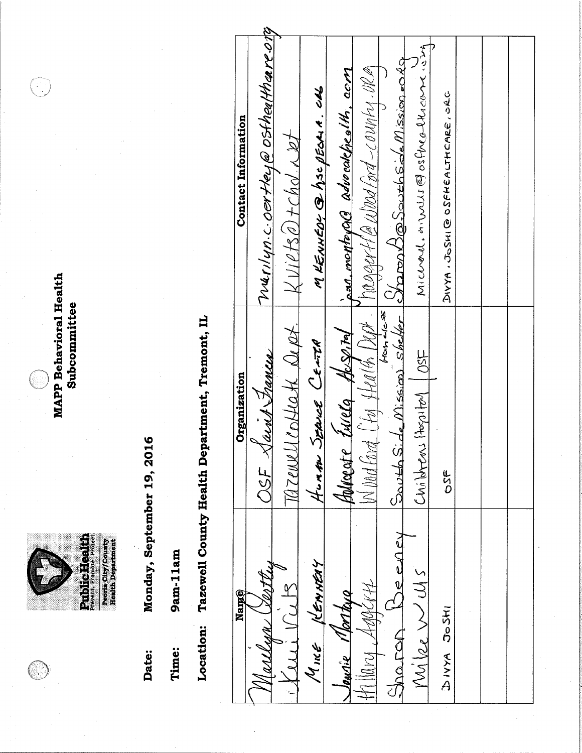PublicHealth
Prevent. Promote. Protect.
Peoria City/County Health Department

# MAPP Behavioral Health Subcommittee

**Date:** Monday, September 19, 2016

**Time:** 9am-11am

**Location:** Tazewell County Health Department, Tremont, IL

| Name | Organization | Contact Information |
|---|---|---|
| Marilyn Oertley | OSF Saint Francis | marilyn.c.oertley@osfhealthcare.org |
| Kelli Viets | Tazewell Co Health Dept. | Kviets@tchd.net |
| MIKE KENNEDY | HUMAN SERVICE CENTER | MKENNEDY@hscpeoria.org |
| Jamie Montoya | Advocate Eureka Hospital | jean.montoya@advocatehealth.com |
| Hillary Aggertt | Woodford City Health Dept. | haggertt@woodford-county.org |
| Sharon Beeney | South Side Mission - Homeless Shelter | SharonB@SouthSideMission.org |
| Mike Wells | Children's Hospital / OSF | Michael.d.wells@osfhealthcare.org |
| DIVYA JOSHI | OSF | DIVYA.JOSHI@OSFHEALTHCARE.ORG |
| | | |
| | | |
| | | |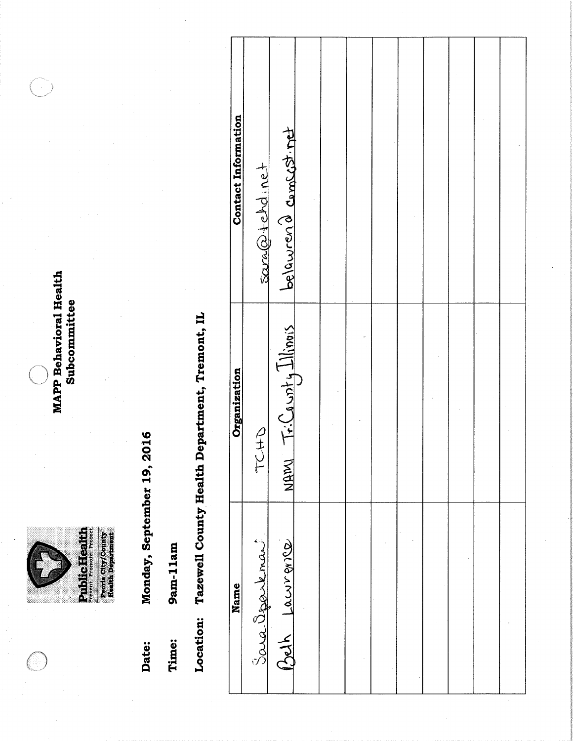Public Health
Prevent. Promote. Protect.
Peoria City/County Health Department

# MAPP Behavioral Health Subcommittee

**Date:** Monday, September 19, 2016

**Time:** 9am-11am

**Location:** Tazewell County Health Department, Tremont, IL

| Name | Organization | Contact Information |
|---|---|---|
| Sara Sparkman | TCHD | sara@tchd.net |
| Beth Lawrence | NAMI Tri-County Illinois | belawren@comcast.net |
| | | |
| | | |
| | | |
| | | |
| | | |
| | | |
| | | |
| | | |
| | | |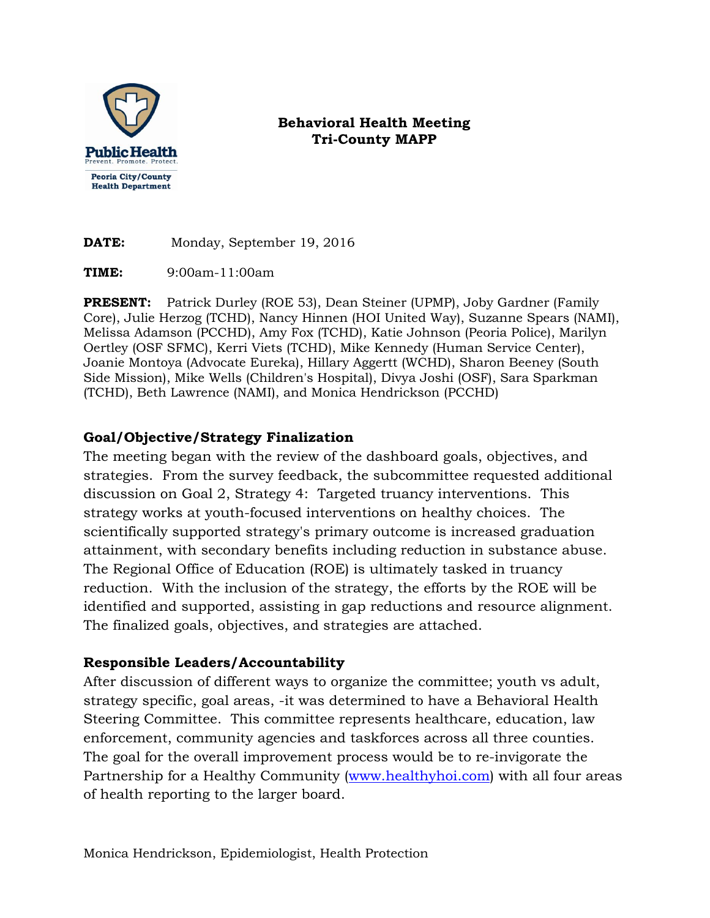Public Health
Prevent. Promote. Protect.
Peoria City/County Health Department

**Behavioral Health Meeting**
**Tri-County MAPP**

**DATE:** Monday, September 19, 2016

**TIME:** 9:00am-11:00am

**PRESENT:** Patrick Durley (ROE 53), Dean Steiner (UPMP), Joby Gardner (Family Core), Julie Herzog (TCHD), Nancy Hinnen (HOI United Way), Suzanne Spears (NAMI), Melissa Adamson (PCCHD), Amy Fox (TCHD), Katie Johnson (Peoria Police), Marilyn Oertley (OSF SFMC), Kerri Viets (TCHD), Mike Kennedy (Human Service Center), Joanie Montoya (Advocate Eureka), Hillary Aggertt (WCHD), Sharon Beeney (South Side Mission), Mike Wells (Children's Hospital), Divya Joshi (OSF), Sara Sparkman (TCHD), Beth Lawrence (NAMI), and Monica Hendrickson (PCCHD)

## Goal/Objective/Strategy Finalization

The meeting began with the review of the dashboard goals, objectives, and strategies. From the survey feedback, the subcommittee requested additional discussion on Goal 2, Strategy 4: Targeted truancy interventions. This strategy works at youth-focused interventions on healthy choices. The scientifically supported strategy's primary outcome is increased graduation attainment, with secondary benefits including reduction in substance abuse. The Regional Office of Education (ROE) is ultimately tasked in truancy reduction. With the inclusion of the strategy, the efforts by the ROE will be identified and supported, assisting in gap reductions and resource alignment. The finalized goals, objectives, and strategies are attached.

## Responsible Leaders/Accountability

After discussion of different ways to organize the committee; youth vs adult, strategy specific, goal areas, -it was determined to have a Behavioral Health Steering Committee. This committee represents healthcare, education, law enforcement, community agencies and taskforces across all three counties. The goal for the overall improvement process would be to re-invigorate the Partnership for a Healthy Community (www.healthyhoi.com) with all four areas of health reporting to the larger board.

Monica Hendrickson, Epidemiologist, Health Protection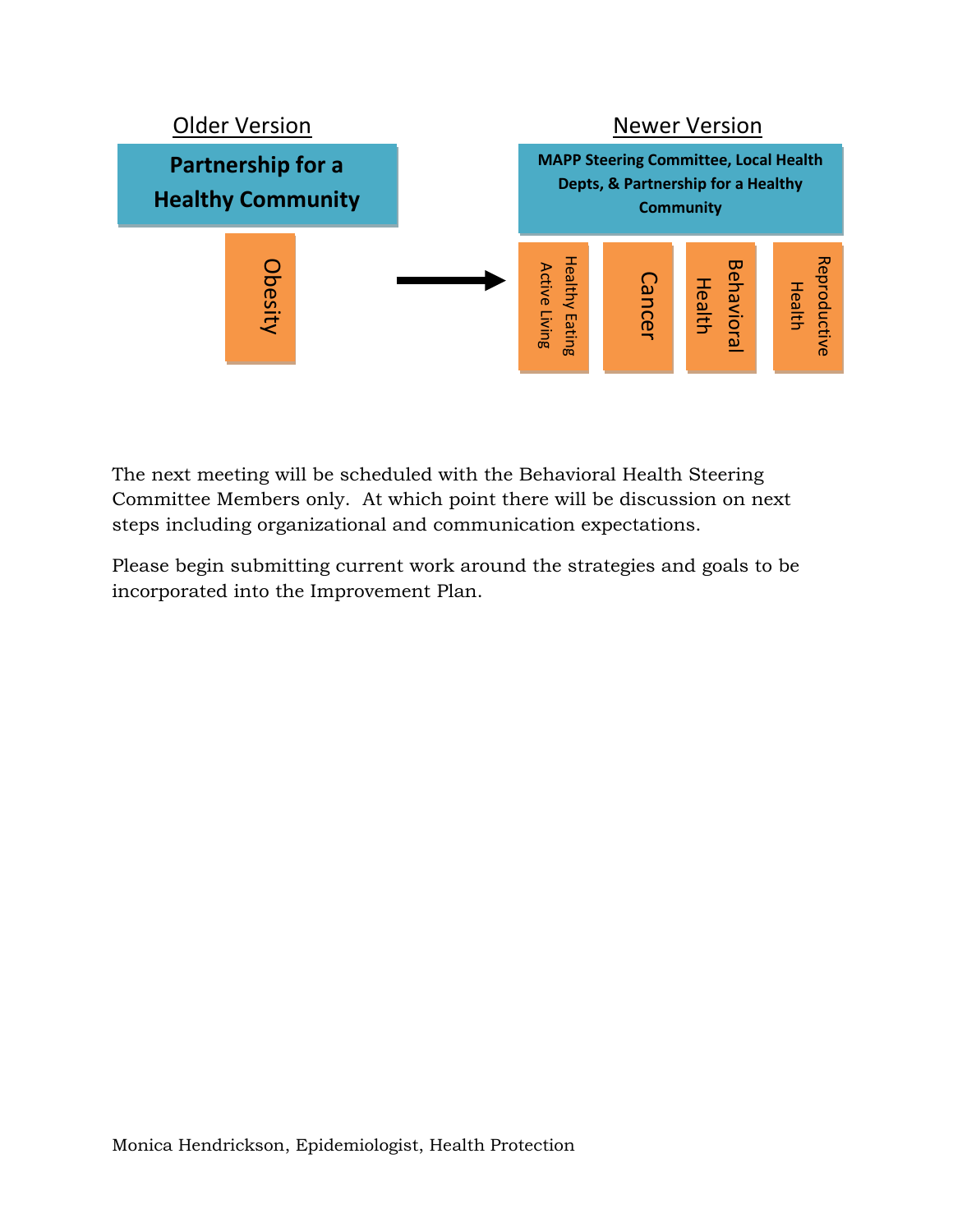| Older Version | Newer Version |
| --- | --- |
| **Partnership for a Healthy Community** | **MAPP Steering Committee, Local Health Depts, & Partnership for a Healthy Community** |
| Obesity | Healthy Eating Active Living; Cancer; Behavioral Health; Reproductive Health |

The next meeting will be scheduled with the Behavioral Health Steering Committee Members only. At which point there will be discussion on next steps including organizational and communication expectations.

Please begin submitting current work around the strategies and goals to be incorporated into the Improvement Plan.

Monica Hendrickson, Epidemiologist, Health Protection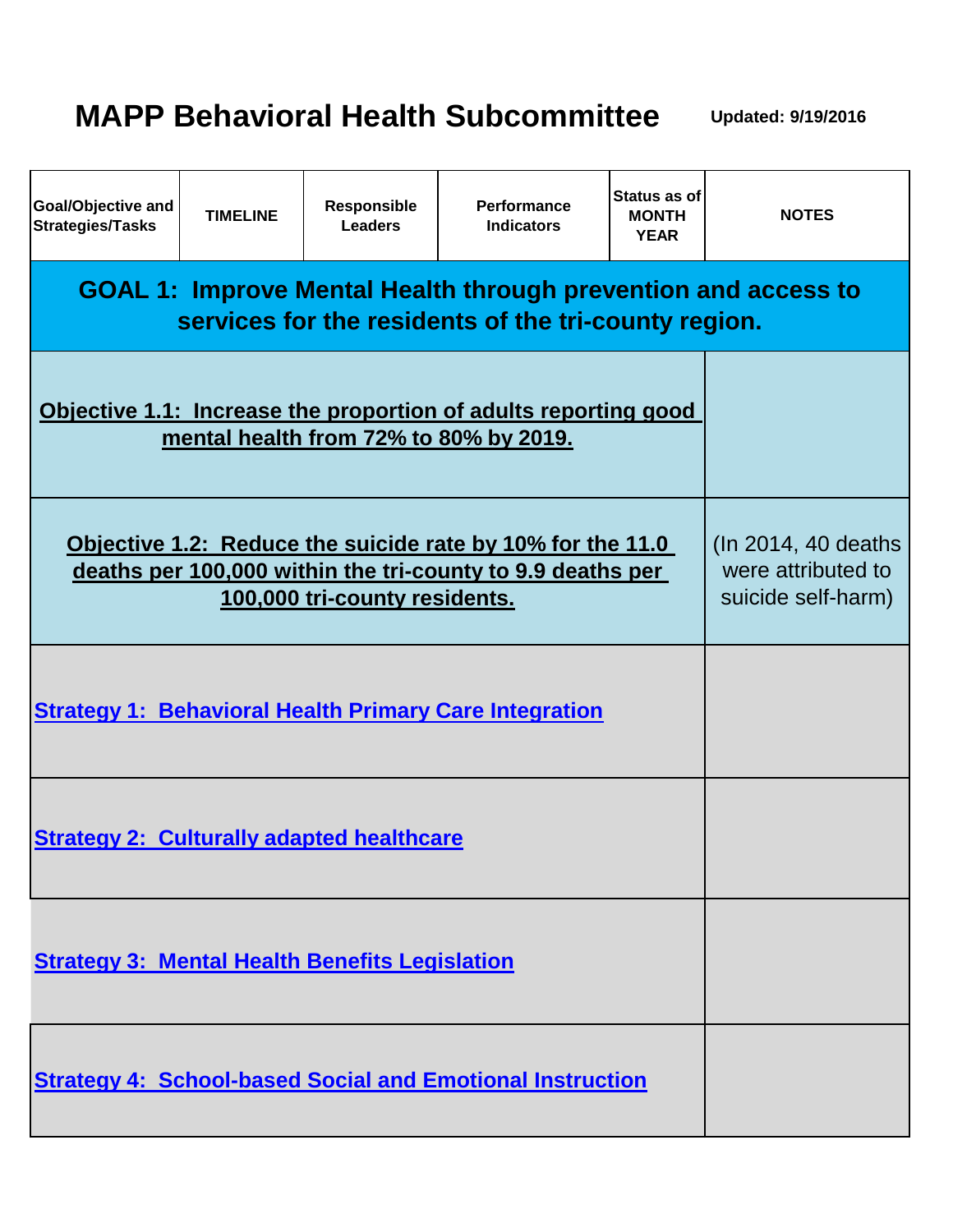# MAPP Behavioral Health Subcommittee

**Updated: 9/19/2016**

| Goal/Objective and Strategies/Tasks | TIMELINE | Responsible Leaders | Performance Indicators | Status as of MONTH YEAR | NOTES |
|---|---|---|---|---|---|
| **GOAL 1: Improve Mental Health through prevention and access to services for the residents of the tri-county region.** | | | | | |
| **Objective 1.1: Increase the proportion of adults reporting good mental health from 72% to 80% by 2019.** | | | | | |
| **Objective 1.2: Reduce the suicide rate by 10% for the 11.0 deaths per 100,000 within the tri-county to 9.9 deaths per 100,000 tri-county residents.** | | | | | (In 2014, 40 deaths were attributed to suicide self-harm) |
| **Strategy 1: Behavioral Health Primary Care Integration** | | | | | |
| **Strategy 2: Culturally adapted healthcare** | | | | | |
| **Strategy 3: Mental Health Benefits Legislation** | | | | | |
| **Strategy 4: School-based Social and Emotional Instruction** | | | | | |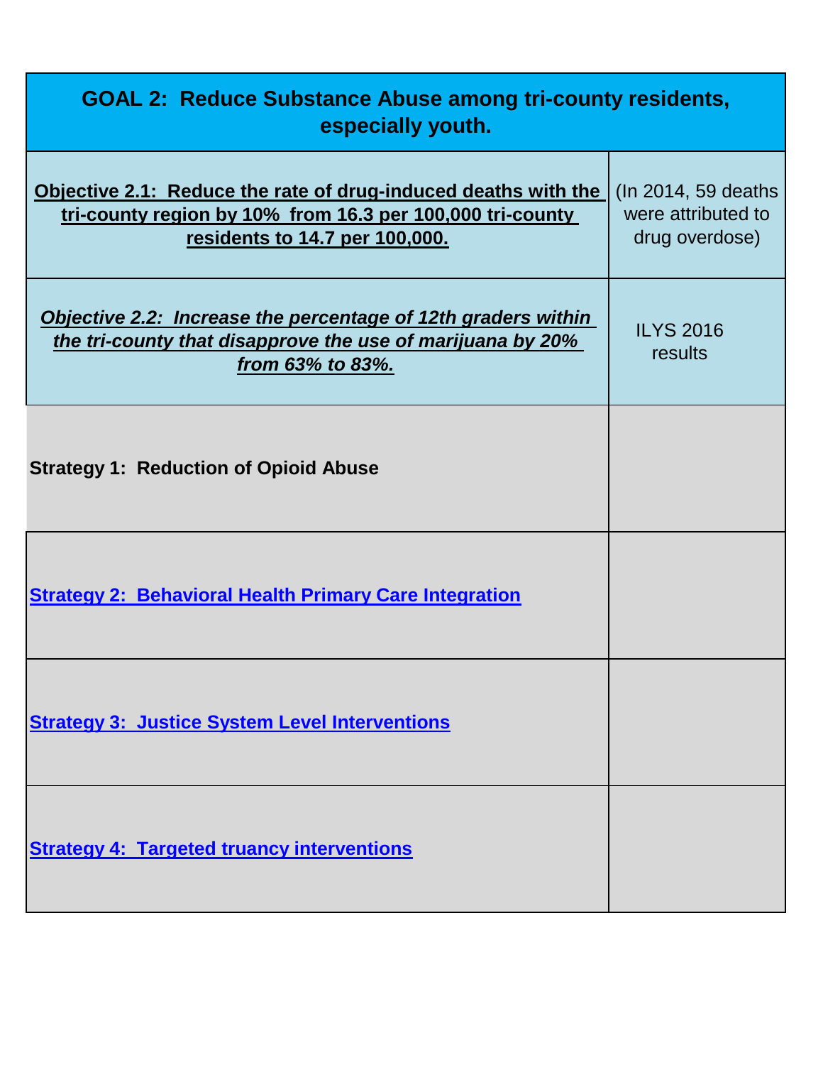| GOAL 2: Reduce Substance Abuse among tri-county residents, especially youth. | |
|---|---|
| **Objective 2.1: Reduce the rate of drug-induced deaths with the tri-county region by 10% from 16.3 per 100,000 tri-county residents to 14.7 per 100,000.** | (In 2014, 59 deaths were attributed to drug overdose) |
| ***Objective 2.2: Increase the percentage of 12th graders within the tri-county that disapprove the use of marijuana by 20% from 63% to 83%.*** | ILYS 2016 results |
| **Strategy 1: Reduction of Opioid Abuse** | |
| **Strategy 2: Behavioral Health Primary Care Integration** | |
| **Strategy 3: Justice System Level Interventions** | |
| **Strategy 4: Targeted truancy interventions** | |